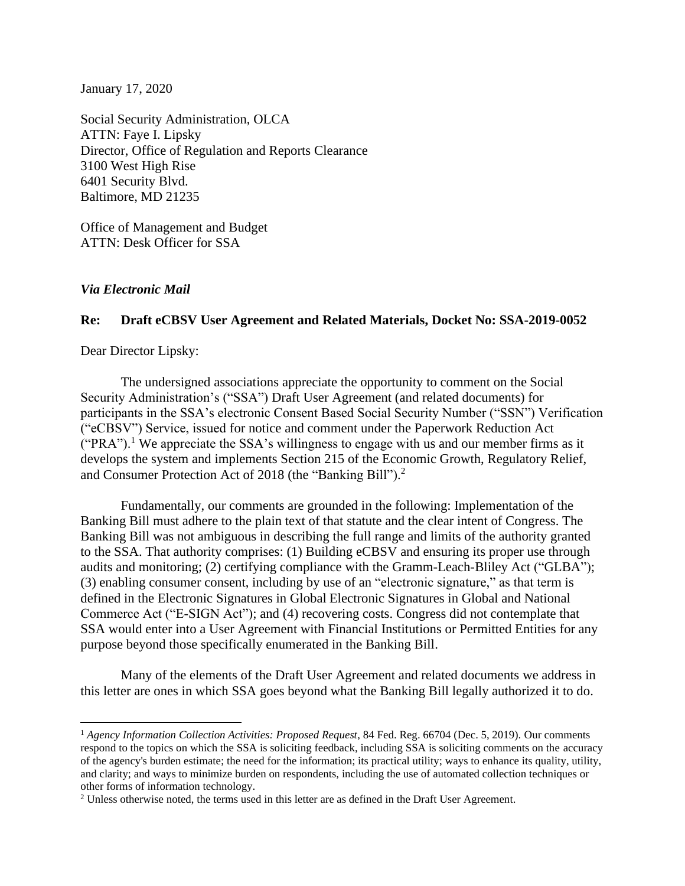January 17, 2020

Social Security Administration, OLCA
ATTN: Faye I. Lipsky
Director, Office of Regulation and Reports Clearance
3100 West High Rise
6401 Security Blvd.
Baltimore, MD 21235

Office of Management and Budget
ATTN: Desk Officer for SSA

***Via Electronic Mail***

**Re: Draft eCBSV User Agreement and Related Materials, Docket No: SSA-2019-0052**

Dear Director Lipsky:

The undersigned associations appreciate the opportunity to comment on the Social Security Administration's ("SSA") Draft User Agreement (and related documents) for participants in the SSA's electronic Consent Based Social Security Number ("SSN") Verification ("eCBSV") Service, issued for notice and comment under the Paperwork Reduction Act ("PRA").[1] We appreciate the SSA's willingness to engage with us and our member firms as it develops the system and implements Section 215 of the Economic Growth, Regulatory Relief, and Consumer Protection Act of 2018 (the "Banking Bill").[2]

Fundamentally, our comments are grounded in the following: Implementation of the Banking Bill must adhere to the plain text of that statute and the clear intent of Congress. The Banking Bill was not ambiguous in describing the full range and limits of the authority granted to the SSA. That authority comprises: (1) Building eCBSV and ensuring its proper use through audits and monitoring; (2) certifying compliance with the Gramm-Leach-Bliley Act ("GLBA"); (3) enabling consumer consent, including by use of an "electronic signature," as that term is defined in the Electronic Signatures in Global Electronic Signatures in Global and National Commerce Act ("E-SIGN Act"); and (4) recovering costs. Congress did not contemplate that SSA would enter into a User Agreement with Financial Institutions or Permitted Entities for any purpose beyond those specifically enumerated in the Banking Bill.

Many of the elements of the Draft User Agreement and related documents we address in this letter are ones in which SSA goes beyond what the Banking Bill legally authorized it to do.

---

[1] *Agency Information Collection Activities: Proposed Request*, 84 Fed. Reg. 66704 (Dec. 5, 2019). Our comments respond to the topics on which the SSA is soliciting feedback, including SSA is soliciting comments on the accuracy of the agency's burden estimate; the need for the information; its practical utility; ways to enhance its quality, utility, and clarity; and ways to minimize burden on respondents, including the use of automated collection techniques or other forms of information technology.

[2] Unless otherwise noted, the terms used in this letter are as defined in the Draft User Agreement.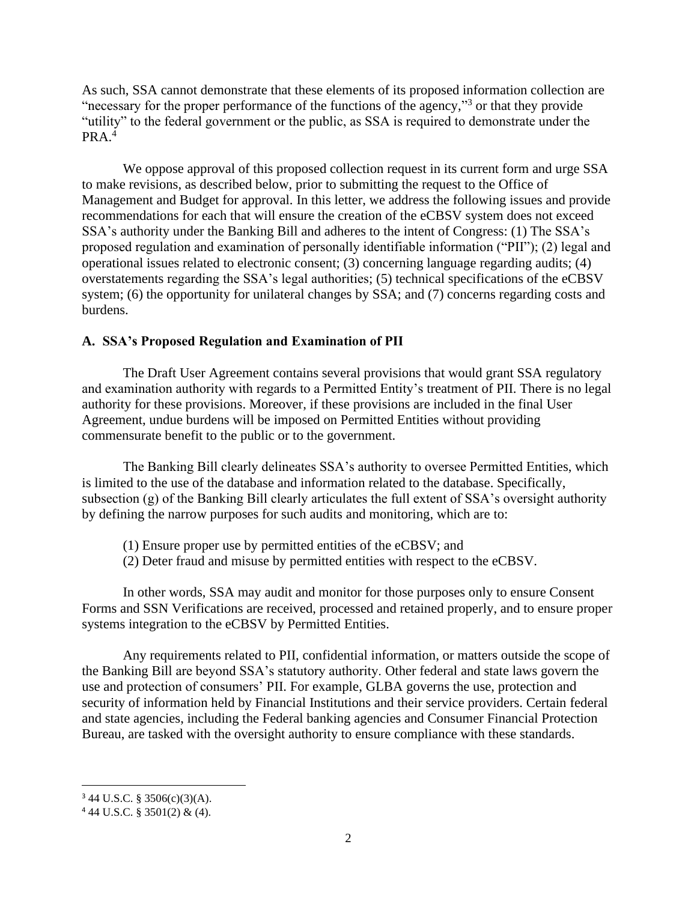As such, SSA cannot demonstrate that these elements of its proposed information collection are "necessary for the proper performance of the functions of the agency,"[3] or that they provide "utility" to the federal government or the public, as SSA is required to demonstrate under the PRA.[4]

We oppose approval of this proposed collection request in its current form and urge SSA to make revisions, as described below, prior to submitting the request to the Office of Management and Budget for approval. In this letter, we address the following issues and provide recommendations for each that will ensure the creation of the eCBSV system does not exceed SSA's authority under the Banking Bill and adheres to the intent of Congress: (1) The SSA's proposed regulation and examination of personally identifiable information ("PII"); (2) legal and operational issues related to electronic consent; (3) concerning language regarding audits; (4) overstatements regarding the SSA's legal authorities; (5) technical specifications of the eCBSV system; (6) the opportunity for unilateral changes by SSA; and (7) concerns regarding costs and burdens.

## A. SSA's Proposed Regulation and Examination of PII

The Draft User Agreement contains several provisions that would grant SSA regulatory and examination authority with regards to a Permitted Entity's treatment of PII. There is no legal authority for these provisions. Moreover, if these provisions are included in the final User Agreement, undue burdens will be imposed on Permitted Entities without providing commensurate benefit to the public or to the government.

The Banking Bill clearly delineates SSA's authority to oversee Permitted Entities, which is limited to the use of the database and information related to the database. Specifically, subsection (g) of the Banking Bill clearly articulates the full extent of SSA's oversight authority by defining the narrow purposes for such audits and monitoring, which are to:

(1) Ensure proper use by permitted entities of the eCBSV; and
(2) Deter fraud and misuse by permitted entities with respect to the eCBSV.

In other words, SSA may audit and monitor for those purposes only to ensure Consent Forms and SSN Verifications are received, processed and retained properly, and to ensure proper systems integration to the eCBSV by Permitted Entities.

Any requirements related to PII, confidential information, or matters outside the scope of the Banking Bill are beyond SSA's statutory authority. Other federal and state laws govern the use and protection of consumers' PII. For example, GLBA governs the use, protection and security of information held by Financial Institutions and their service providers. Certain federal and state agencies, including the Federal banking agencies and Consumer Financial Protection Bureau, are tasked with the oversight authority to ensure compliance with these standards.

---

[3] 44 U.S.C. § 3506(c)(3)(A).

[4] 44 U.S.C. § 3501(2) & (4).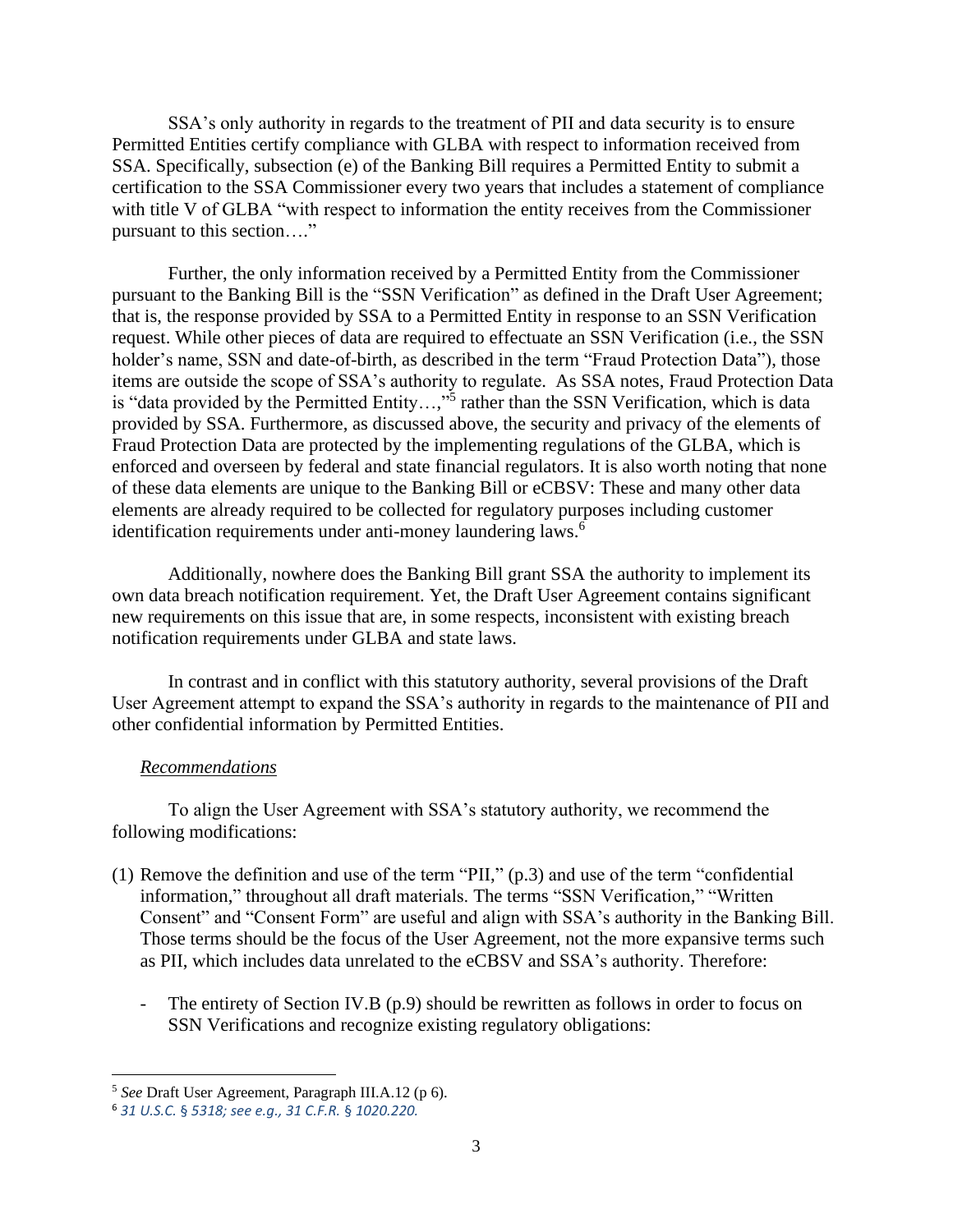SSA's only authority in regards to the treatment of PII and data security is to ensure Permitted Entities certify compliance with GLBA with respect to information received from SSA. Specifically, subsection (e) of the Banking Bill requires a Permitted Entity to submit a certification to the SSA Commissioner every two years that includes a statement of compliance with title V of GLBA "with respect to information the entity receives from the Commissioner pursuant to this section…."

Further, the only information received by a Permitted Entity from the Commissioner pursuant to the Banking Bill is the "SSN Verification" as defined in the Draft User Agreement; that is, the response provided by SSA to a Permitted Entity in response to an SSN Verification request. While other pieces of data are required to effectuate an SSN Verification (i.e., the SSN holder's name, SSN and date-of-birth, as described in the term "Fraud Protection Data"), those items are outside the scope of SSA's authority to regulate. As SSA notes, Fraud Protection Data is "data provided by the Permitted Entity…,"[5] rather than the SSN Verification, which is data provided by SSA. Furthermore, as discussed above, the security and privacy of the elements of Fraud Protection Data are protected by the implementing regulations of the GLBA, which is enforced and overseen by federal and state financial regulators. It is also worth noting that none of these data elements are unique to the Banking Bill or eCBSV: These and many other data elements are already required to be collected for regulatory purposes including customer identification requirements under anti-money laundering laws.[6]

Additionally, nowhere does the Banking Bill grant SSA the authority to implement its own data breach notification requirement. Yet, the Draft User Agreement contains significant new requirements on this issue that are, in some respects, inconsistent with existing breach notification requirements under GLBA and state laws.

In contrast and in conflict with this statutory authority, several provisions of the Draft User Agreement attempt to expand the SSA's authority in regards to the maintenance of PII and other confidential information by Permitted Entities.

*Recommendations*

To align the User Agreement with SSA's statutory authority, we recommend the following modifications:

(1) Remove the definition and use of the term "PII," (p.3) and use of the term "confidential information," throughout all draft materials. The terms "SSN Verification," "Written Consent" and "Consent Form" are useful and align with SSA's authority in the Banking Bill. Those terms should be the focus of the User Agreement, not the more expansive terms such as PII, which includes data unrelated to the eCBSV and SSA's authority. Therefore:

- The entirety of Section IV.B (p.9) should be rewritten as follows in order to focus on SSN Verifications and recognize existing regulatory obligations:

---

[5] *See* Draft User Agreement, Paragraph III.A.12 (p 6).

[6] *31 U.S.C. § 5318; see e.g., 31 C.F.R. § 1020.220.*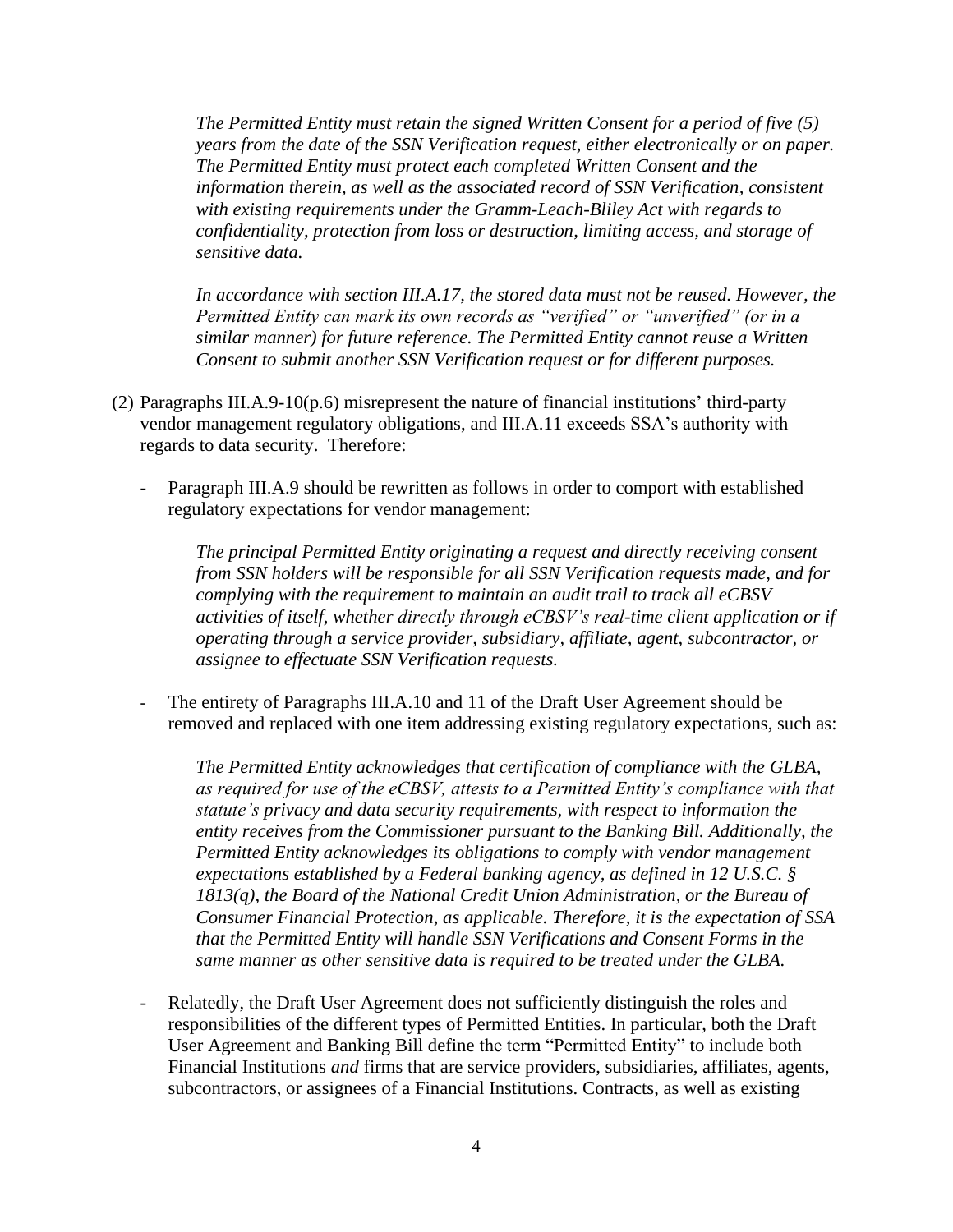*The Permitted Entity must retain the signed Written Consent for a period of five (5) years from the date of the SSN Verification request, either electronically or on paper. The Permitted Entity must protect each completed Written Consent and the information therein, as well as the associated record of SSN Verification, consistent with existing requirements under the Gramm-Leach-Bliley Act with regards to confidentiality, protection from loss or destruction, limiting access, and storage of sensitive data.*

*In accordance with section III.A.17, the stored data must not be reused. However, the Permitted Entity can mark its own records as "verified" or "unverified" (or in a similar manner) for future reference. The Permitted Entity cannot reuse a Written Consent to submit another SSN Verification request or for different purposes.*

(2) Paragraphs III.A.9-10(p.6) misrepresent the nature of financial institutions' third-party vendor management regulatory obligations, and III.A.11 exceeds SSA's authority with regards to data security. Therefore:

- Paragraph III.A.9 should be rewritten as follows in order to comport with established regulatory expectations for vendor management:

  *The principal Permitted Entity originating a request and directly receiving consent from SSN holders will be responsible for all SSN Verification requests made, and for complying with the requirement to maintain an audit trail to track all eCBSV activities of itself, whether directly through eCBSV's real-time client application or if operating through a service provider, subsidiary, affiliate, agent, subcontractor, or assignee to effectuate SSN Verification requests.*

- The entirety of Paragraphs III.A.10 and 11 of the Draft User Agreement should be removed and replaced with one item addressing existing regulatory expectations, such as:

  *The Permitted Entity acknowledges that certification of compliance with the GLBA, as required for use of the eCBSV, attests to a Permitted Entity's compliance with that statute's privacy and data security requirements, with respect to information the entity receives from the Commissioner pursuant to the Banking Bill. Additionally, the Permitted Entity acknowledges its obligations to comply with vendor management expectations established by a Federal banking agency, as defined in 12 U.S.C. § 1813(q), the Board of the National Credit Union Administration, or the Bureau of Consumer Financial Protection, as applicable. Therefore, it is the expectation of SSA that the Permitted Entity will handle SSN Verifications and Consent Forms in the same manner as other sensitive data is required to be treated under the GLBA.*

- Relatedly, the Draft User Agreement does not sufficiently distinguish the roles and responsibilities of the different types of Permitted Entities. In particular, both the Draft User Agreement and Banking Bill define the term "Permitted Entity" to include both Financial Institutions *and* firms that are service providers, subsidiaries, affiliates, agents, subcontractors, or assignees of a Financial Institutions. Contracts, as well as existing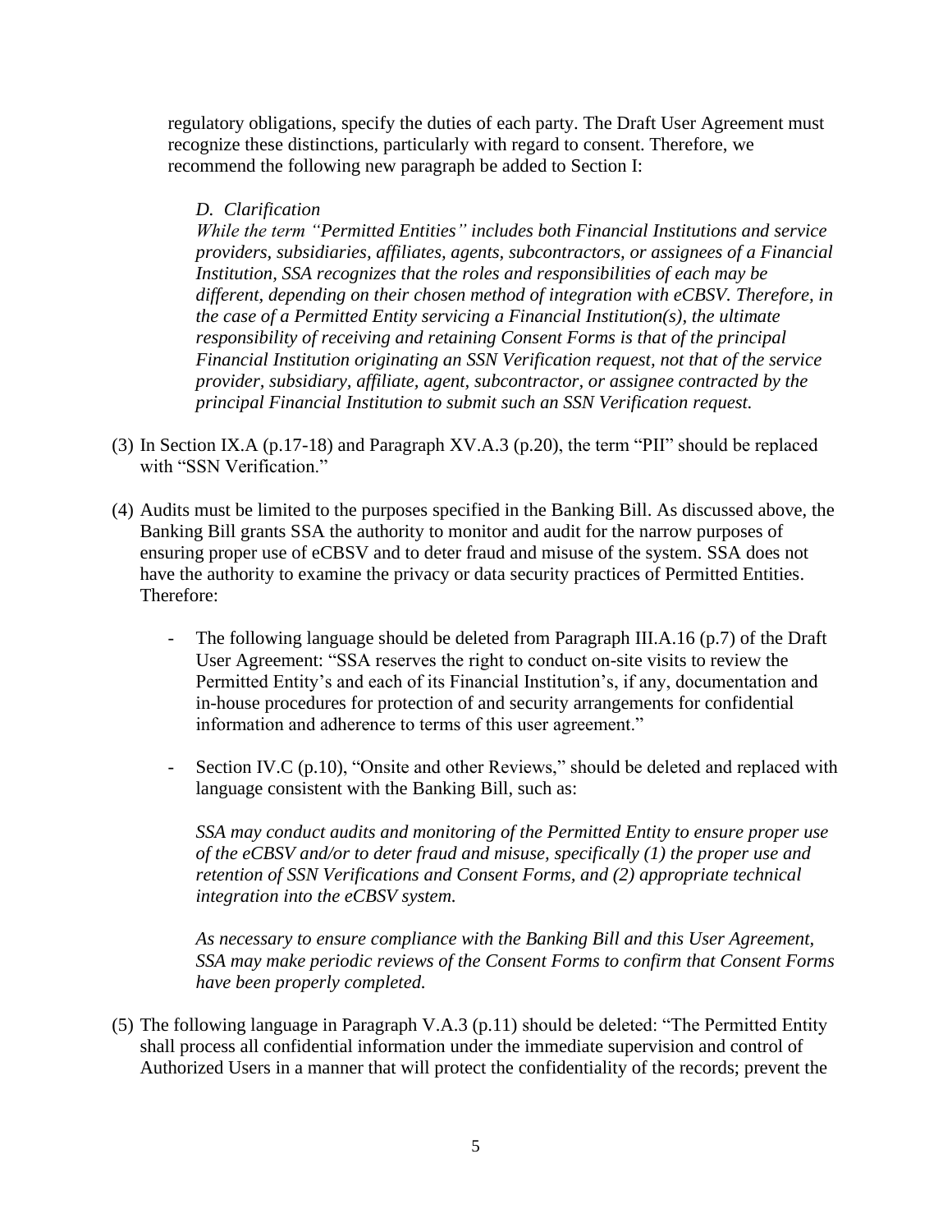regulatory obligations, specify the duties of each party. The Draft User Agreement must recognize these distinctions, particularly with regard to consent. Therefore, we recommend the following new paragraph be added to Section I:

> *D. Clarification*
> *While the term "Permitted Entities" includes both Financial Institutions and service providers, subsidiaries, affiliates, agents, subcontractors, or assignees of a Financial Institution, SSA recognizes that the roles and responsibilities of each may be different, depending on their chosen method of integration with eCBSV. Therefore, in the case of a Permitted Entity servicing a Financial Institution(s), the ultimate responsibility of receiving and retaining Consent Forms is that of the principal Financial Institution originating an SSN Verification request, not that of the service provider, subsidiary, affiliate, agent, subcontractor, or assignee contracted by the principal Financial Institution to submit such an SSN Verification request.*

(3) In Section IX.A (p.17-18) and Paragraph XV.A.3 (p.20), the term "PII" should be replaced with "SSN Verification."

(4) Audits must be limited to the purposes specified in the Banking Bill. As discussed above, the Banking Bill grants SSA the authority to monitor and audit for the narrow purposes of ensuring proper use of eCBSV and to deter fraud and misuse of the system. SSA does not have the authority to examine the privacy or data security practices of Permitted Entities. Therefore:

- The following language should be deleted from Paragraph III.A.16 (p.7) of the Draft User Agreement: "SSA reserves the right to conduct on-site visits to review the Permitted Entity's and each of its Financial Institution's, if any, documentation and in-house procedures for protection of and security arrangements for confidential information and adherence to terms of this user agreement."

- Section IV.C (p.10), "Onsite and other Reviews," should be deleted and replaced with language consistent with the Banking Bill, such as:

  *SSA may conduct audits and monitoring of the Permitted Entity to ensure proper use of the eCBSV and/or to deter fraud and misuse, specifically (1) the proper use and retention of SSN Verifications and Consent Forms, and (2) appropriate technical integration into the eCBSV system.*

  *As necessary to ensure compliance with the Banking Bill and this User Agreement, SSA may make periodic reviews of the Consent Forms to confirm that Consent Forms have been properly completed.*

(5) The following language in Paragraph V.A.3 (p.11) should be deleted: "The Permitted Entity shall process all confidential information under the immediate supervision and control of Authorized Users in a manner that will protect the confidentiality of the records; prevent the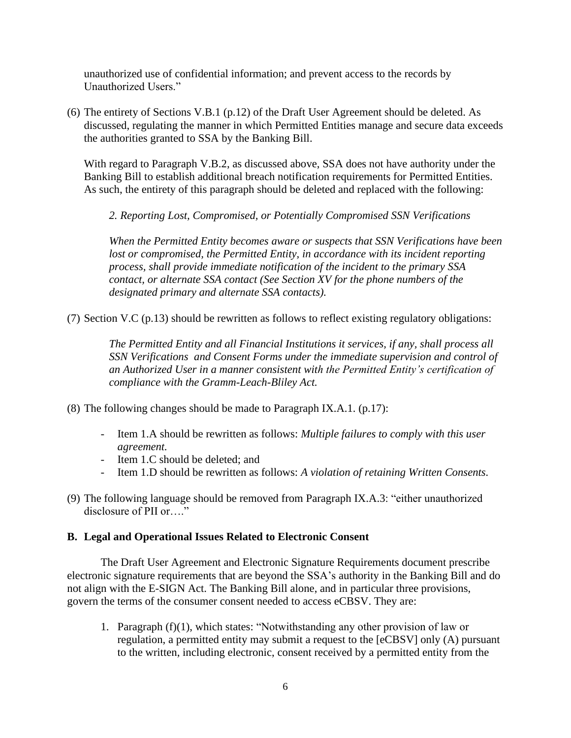unauthorized use of confidential information; and prevent access to the records by Unauthorized Users."

(6) The entirety of Sections V.B.1 (p.12) of the Draft User Agreement should be deleted. As discussed, regulating the manner in which Permitted Entities manage and secure data exceeds the authorities granted to SSA by the Banking Bill.

With regard to Paragraph V.B.2, as discussed above, SSA does not have authority under the Banking Bill to establish additional breach notification requirements for Permitted Entities. As such, the entirety of this paragraph should be deleted and replaced with the following:

> *2. Reporting Lost, Compromised, or Potentially Compromised SSN Verifications*
>
> *When the Permitted Entity becomes aware or suspects that SSN Verifications have been lost or compromised, the Permitted Entity, in accordance with its incident reporting process, shall provide immediate notification of the incident to the primary SSA contact, or alternate SSA contact (See Section XV for the phone numbers of the designated primary and alternate SSA contacts).*

(7) Section V.C (p.13) should be rewritten as follows to reflect existing regulatory obligations:

> *The Permitted Entity and all Financial Institutions it services, if any, shall process all SSN Verifications and Consent Forms under the immediate supervision and control of an Authorized User in a manner consistent with the Permitted Entity's certification of compliance with the Gramm-Leach-Bliley Act.*

(8) The following changes should be made to Paragraph IX.A.1. (p.17):

- Item 1.A should be rewritten as follows: *Multiple failures to comply with this user agreement.*
- Item 1.C should be deleted; and
- Item 1.D should be rewritten as follows: *A violation of retaining Written Consents.*

(9) The following language should be removed from Paragraph IX.A.3: "either unauthorized disclosure of PII or…."

## B. Legal and Operational Issues Related to Electronic Consent

The Draft User Agreement and Electronic Signature Requirements document prescribe electronic signature requirements that are beyond the SSA's authority in the Banking Bill and do not align with the E-SIGN Act. The Banking Bill alone, and in particular three provisions, govern the terms of the consumer consent needed to access eCBSV. They are:

1. Paragraph (f)(1), which states: "Notwithstanding any other provision of law or regulation, a permitted entity may submit a request to the [eCBSV] only (A) pursuant to the written, including electronic, consent received by a permitted entity from the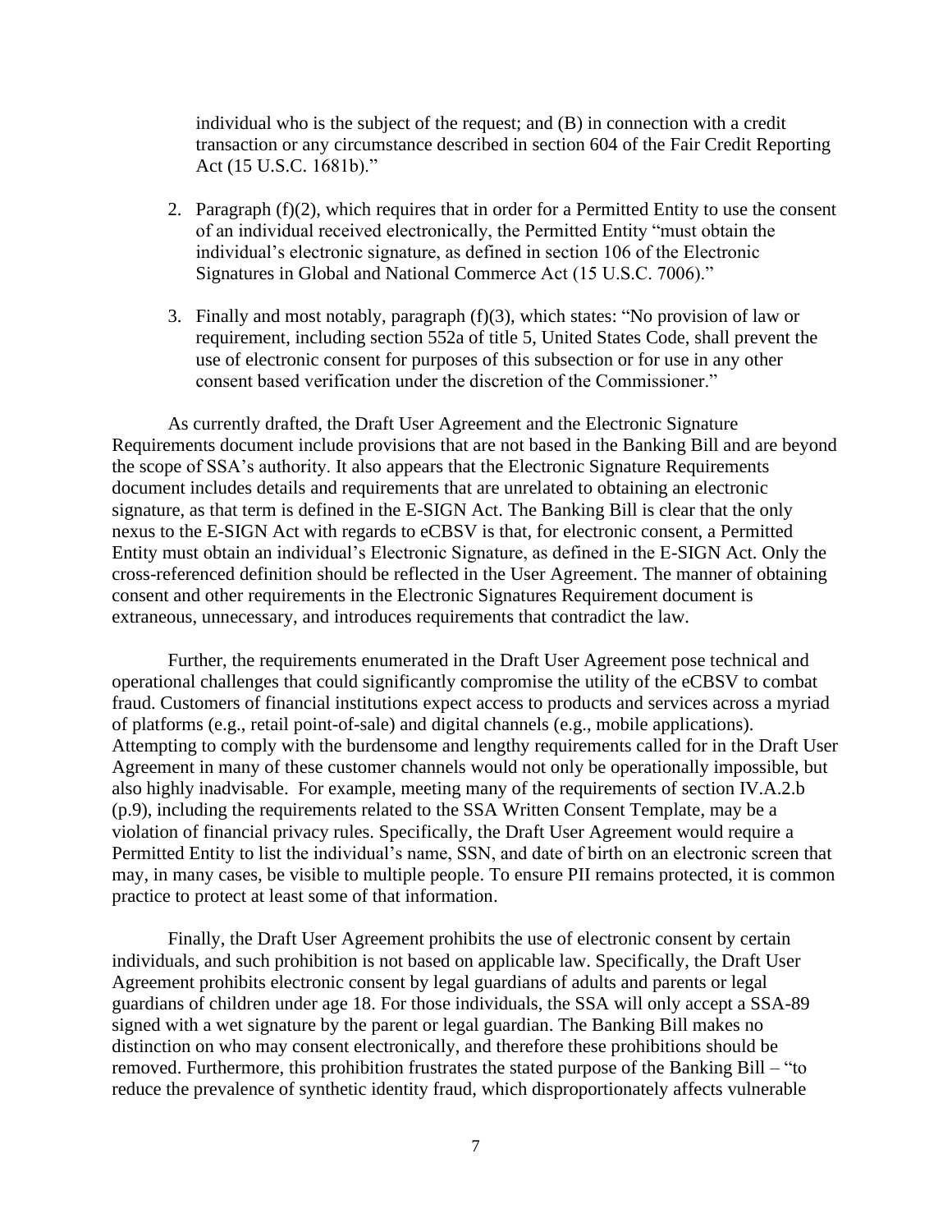individual who is the subject of the request; and (B) in connection with a credit transaction or any circumstance described in section 604 of the Fair Credit Reporting Act (15 U.S.C. 1681b)."

2. Paragraph (f)(2), which requires that in order for a Permitted Entity to use the consent of an individual received electronically, the Permitted Entity "must obtain the individual's electronic signature, as defined in section 106 of the Electronic Signatures in Global and National Commerce Act (15 U.S.C. 7006)."

3. Finally and most notably, paragraph (f)(3), which states: "No provision of law or requirement, including section 552a of title 5, United States Code, shall prevent the use of electronic consent for purposes of this subsection or for use in any other consent based verification under the discretion of the Commissioner."

As currently drafted, the Draft User Agreement and the Electronic Signature Requirements document include provisions that are not based in the Banking Bill and are beyond the scope of SSA's authority. It also appears that the Electronic Signature Requirements document includes details and requirements that are unrelated to obtaining an electronic signature, as that term is defined in the E-SIGN Act. The Banking Bill is clear that the only nexus to the E-SIGN Act with regards to eCBSV is that, for electronic consent, a Permitted Entity must obtain an individual's Electronic Signature, as defined in the E-SIGN Act. Only the cross-referenced definition should be reflected in the User Agreement. The manner of obtaining consent and other requirements in the Electronic Signatures Requirement document is extraneous, unnecessary, and introduces requirements that contradict the law.

Further, the requirements enumerated in the Draft User Agreement pose technical and operational challenges that could significantly compromise the utility of the eCBSV to combat fraud. Customers of financial institutions expect access to products and services across a myriad of platforms (e.g., retail point-of-sale) and digital channels (e.g., mobile applications). Attempting to comply with the burdensome and lengthy requirements called for in the Draft User Agreement in many of these customer channels would not only be operationally impossible, but also highly inadvisable. For example, meeting many of the requirements of section IV.A.2.b (p.9), including the requirements related to the SSA Written Consent Template, may be a violation of financial privacy rules. Specifically, the Draft User Agreement would require a Permitted Entity to list the individual's name, SSN, and date of birth on an electronic screen that may, in many cases, be visible to multiple people. To ensure PII remains protected, it is common practice to protect at least some of that information.

Finally, the Draft User Agreement prohibits the use of electronic consent by certain individuals, and such prohibition is not based on applicable law. Specifically, the Draft User Agreement prohibits electronic consent by legal guardians of adults and parents or legal guardians of children under age 18. For those individuals, the SSA will only accept a SSA-89 signed with a wet signature by the parent or legal guardian. The Banking Bill makes no distinction on who may consent electronically, and therefore these prohibitions should be removed. Furthermore, this prohibition frustrates the stated purpose of the Banking Bill – "to reduce the prevalence of synthetic identity fraud, which disproportionately affects vulnerable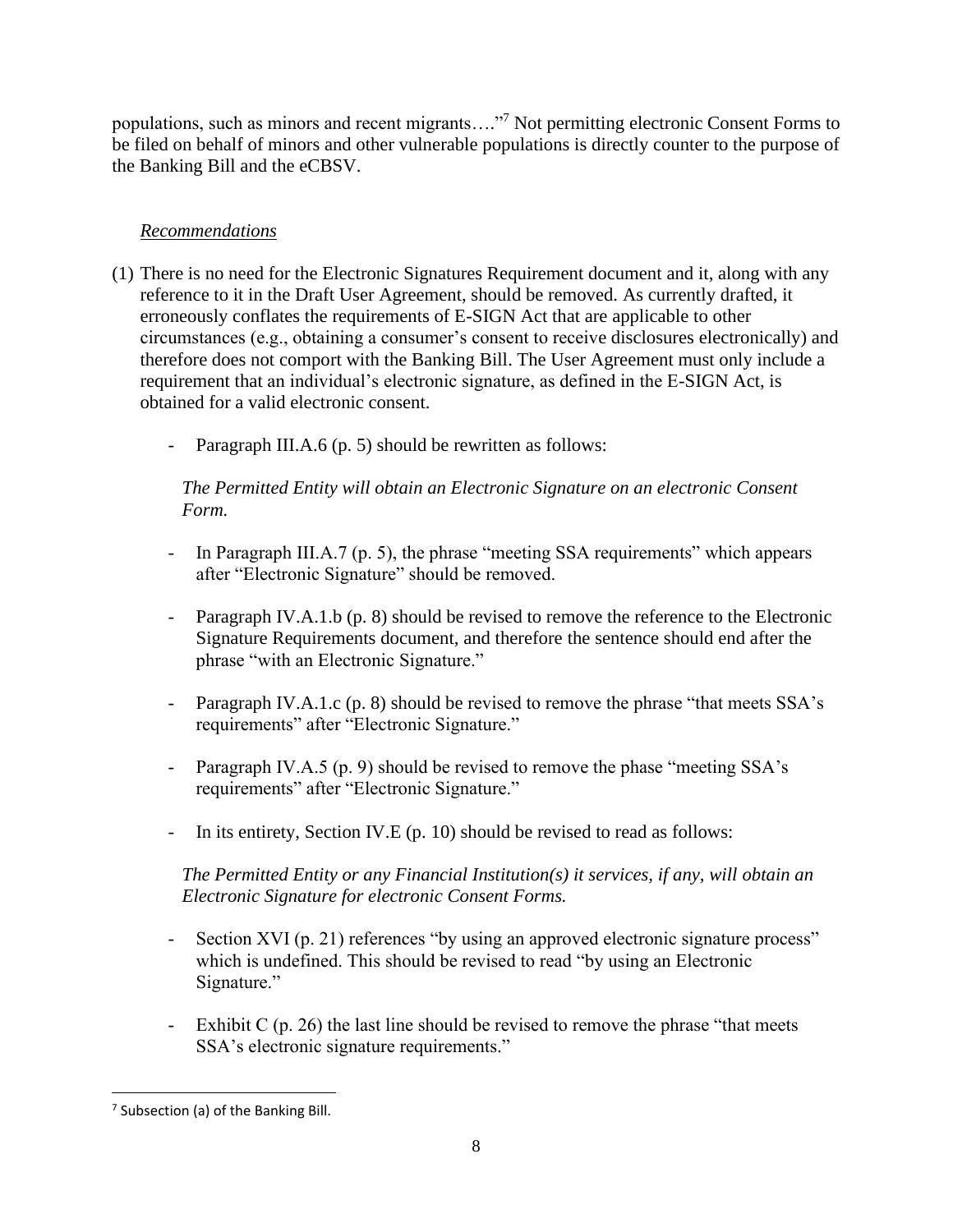populations, such as minors and recent migrants…."[7] Not permitting electronic Consent Forms to be filed on behalf of minors and other vulnerable populations is directly counter to the purpose of the Banking Bill and the eCBSV.

*Recommendations*

(1) There is no need for the Electronic Signatures Requirement document and it, along with any reference to it in the Draft User Agreement, should be removed. As currently drafted, it erroneously conflates the requirements of E-SIGN Act that are applicable to other circumstances (e.g., obtaining a consumer's consent to receive disclosures electronically) and therefore does not comport with the Banking Bill. The User Agreement must only include a requirement that an individual's electronic signature, as defined in the E-SIGN Act, is obtained for a valid electronic consent.

  - Paragraph III.A.6 (p. 5) should be rewritten as follows:

    *The Permitted Entity will obtain an Electronic Signature on an electronic Consent Form.*

  - In Paragraph III.A.7 (p. 5), the phrase "meeting SSA requirements" which appears after "Electronic Signature" should be removed.

  - Paragraph IV.A.1.b (p. 8) should be revised to remove the reference to the Electronic Signature Requirements document, and therefore the sentence should end after the phrase "with an Electronic Signature."

  - Paragraph IV.A.1.c (p. 8) should be revised to remove the phrase "that meets SSA's requirements" after "Electronic Signature."

  - Paragraph IV.A.5 (p. 9) should be revised to remove the phase "meeting SSA's requirements" after "Electronic Signature."

  - In its entirety, Section IV.E (p. 10) should be revised to read as follows:

    *The Permitted Entity or any Financial Institution(s) it services, if any, will obtain an Electronic Signature for electronic Consent Forms.*

  - Section XVI (p. 21) references "by using an approved electronic signature process" which is undefined. This should be revised to read "by using an Electronic Signature."

  - Exhibit C (p. 26) the last line should be revised to remove the phrase "that meets SSA's electronic signature requirements."

[7] Subsection (a) of the Banking Bill.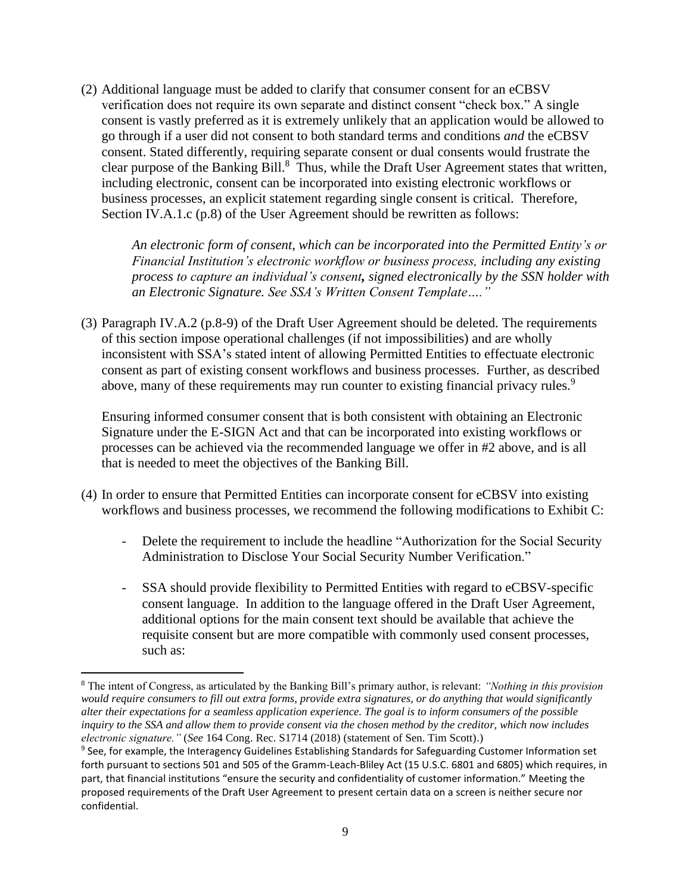(2) Additional language must be added to clarify that consumer consent for an eCBSV verification does not require its own separate and distinct consent "check box." A single consent is vastly preferred as it is extremely unlikely that an application would be allowed to go through if a user did not consent to both standard terms and conditions *and* the eCBSV consent. Stated differently, requiring separate consent or dual consents would frustrate the clear purpose of the Banking Bill.[8] Thus, while the Draft User Agreement states that written, including electronic, consent can be incorporated into existing electronic workflows or business processes, an explicit statement regarding single consent is critical. Therefore, Section IV.A.1.c (p.8) of the User Agreement should be rewritten as follows:

> *An electronic form of consent, which can be incorporated into the Permitted Entity's or Financial Institution's electronic workflow or business process,* ***including any existing process to capture an individual's consent,*** *signed electronically by the SSN holder with an Electronic Signature. See SSA's Written Consent Template…."*

(3) Paragraph IV.A.2 (p.8-9) of the Draft User Agreement should be deleted. The requirements of this section impose operational challenges (if not impossibilities) and are wholly inconsistent with SSA's stated intent of allowing Permitted Entities to effectuate electronic consent as part of existing consent workflows and business processes. Further, as described above, many of these requirements may run counter to existing financial privacy rules.[9]

Ensuring informed consumer consent that is both consistent with obtaining an Electronic Signature under the E-SIGN Act and that can be incorporated into existing workflows or processes can be achieved via the recommended language we offer in #2 above, and is all that is needed to meet the objectives of the Banking Bill.

(4) In order to ensure that Permitted Entities can incorporate consent for eCBSV into existing workflows and business processes, we recommend the following modifications to Exhibit C:

- Delete the requirement to include the headline "Authorization for the Social Security Administration to Disclose Your Social Security Number Verification."

- SSA should provide flexibility to Permitted Entities with regard to eCBSV-specific consent language. In addition to the language offered in the Draft User Agreement, additional options for the main consent text should be available that achieve the requisite consent but are more compatible with commonly used consent processes, such as:

---

[8] The intent of Congress, as articulated by the Banking Bill's primary author, is relevant: *"Nothing in this provision would require consumers to fill out extra forms, provide extra signatures, or do anything that would significantly alter their expectations for a seamless application experience. The goal is to inform consumers of the possible inquiry to the SSA and allow them to provide consent via the chosen method by the creditor, which now includes electronic signature."* (*See* 164 Cong. Rec. S1714 (2018) (statement of Sen. Tim Scott).)

[9] See, for example, the Interagency Guidelines Establishing Standards for Safeguarding Customer Information set forth pursuant to sections 501 and 505 of the Gramm-Leach-Bliley Act (15 U.S.C. 6801 and 6805) which requires, in part, that financial institutions "ensure the security and confidentiality of customer information." Meeting the proposed requirements of the Draft User Agreement to present certain data on a screen is neither secure nor confidential.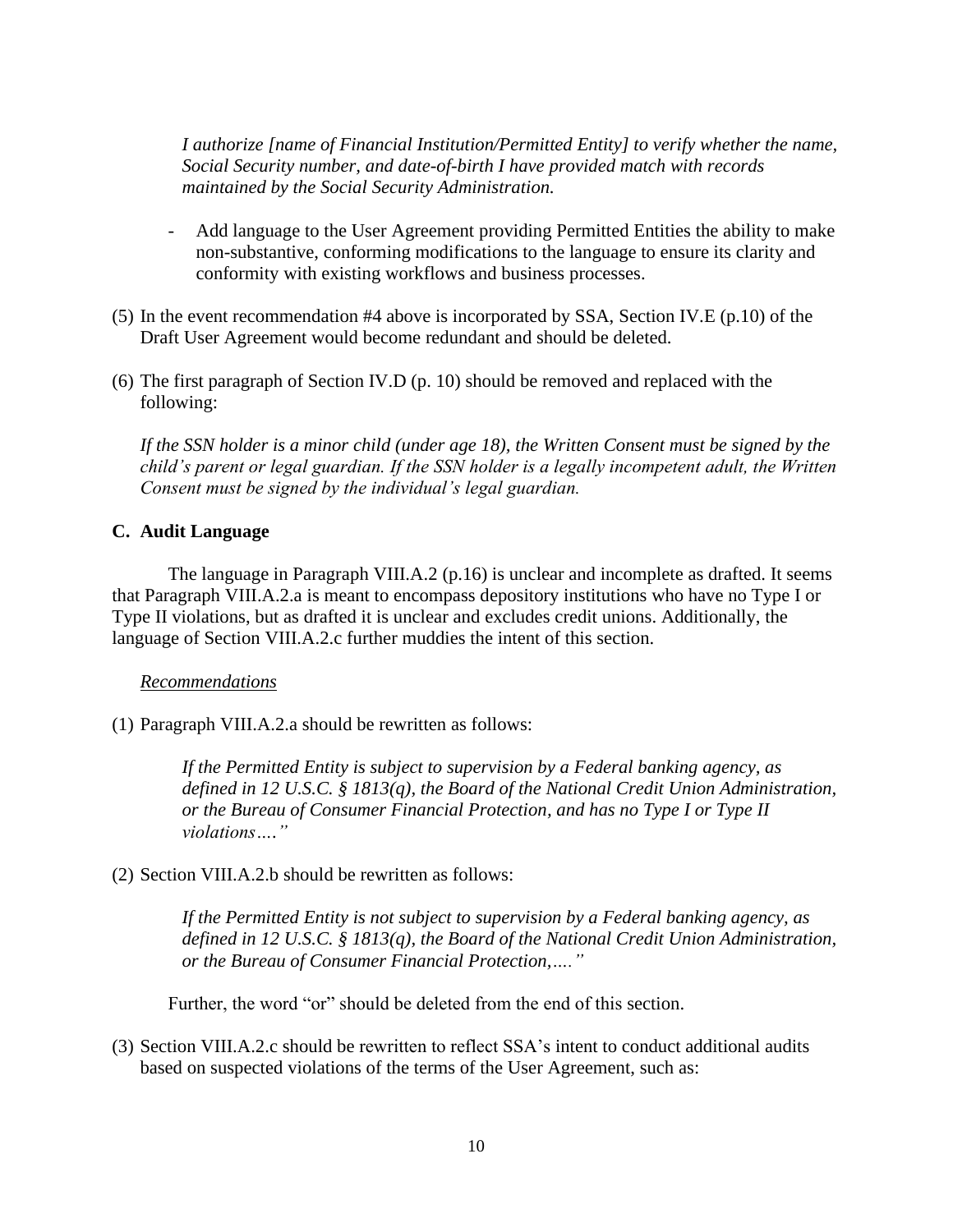*I authorize [name of Financial Institution/Permitted Entity] to verify whether the name, Social Security number, and date-of-birth I have provided match with records maintained by the Social Security Administration.*

- Add language to the User Agreement providing Permitted Entities the ability to make non-substantive, conforming modifications to the language to ensure its clarity and conformity with existing workflows and business processes.

(5) In the event recommendation #4 above is incorporated by SSA, Section IV.E (p.10) of the Draft User Agreement would become redundant and should be deleted.

(6) The first paragraph of Section IV.D (p. 10) should be removed and replaced with the following:

*If the SSN holder is a minor child (under age 18), the Written Consent must be signed by the child's parent or legal guardian. If the SSN holder is a legally incompetent adult, the Written Consent must be signed by the individual's legal guardian.*

### C. Audit Language

The language in Paragraph VIII.A.2 (p.16) is unclear and incomplete as drafted. It seems that Paragraph VIII.A.2.a is meant to encompass depository institutions who have no Type I or Type II violations, but as drafted it is unclear and excludes credit unions. Additionally, the language of Section VIII.A.2.c further muddies the intent of this section.

*Recommendations*

(1) Paragraph VIII.A.2.a should be rewritten as follows:

> *If the Permitted Entity is subject to supervision by a Federal banking agency, as defined in 12 U.S.C. § 1813(q), the Board of the National Credit Union Administration, or the Bureau of Consumer Financial Protection, and has no Type I or Type II violations…."*

(2) Section VIII.A.2.b should be rewritten as follows:

> *If the Permitted Entity is not subject to supervision by a Federal banking agency, as defined in 12 U.S.C. § 1813(q), the Board of the National Credit Union Administration, or the Bureau of Consumer Financial Protection,…."*

Further, the word "or" should be deleted from the end of this section.

(3) Section VIII.A.2.c should be rewritten to reflect SSA's intent to conduct additional audits based on suspected violations of the terms of the User Agreement, such as: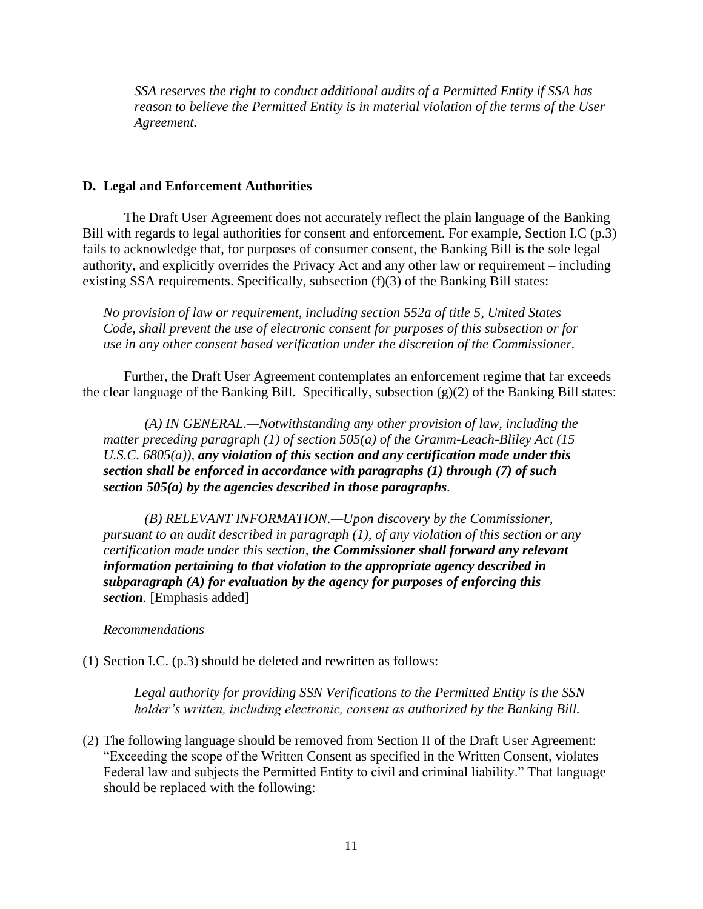*SSA reserves the right to conduct additional audits of a Permitted Entity if SSA has reason to believe the Permitted Entity is in material violation of the terms of the User Agreement.*

### D. Legal and Enforcement Authorities

The Draft User Agreement does not accurately reflect the plain language of the Banking Bill with regards to legal authorities for consent and enforcement. For example, Section I.C (p.3) fails to acknowledge that, for purposes of consumer consent, the Banking Bill is the sole legal authority, and explicitly overrides the Privacy Act and any other law or requirement – including existing SSA requirements. Specifically, subsection (f)(3) of the Banking Bill states:

> *No provision of law or requirement, including section 552a of title 5, United States Code, shall prevent the use of electronic consent for purposes of this subsection or for use in any other consent based verification under the discretion of the Commissioner.*

Further, the Draft User Agreement contemplates an enforcement regime that far exceeds the clear language of the Banking Bill. Specifically, subsection (g)(2) of the Banking Bill states:

> *(A) IN GENERAL.—Notwithstanding any other provision of law, including the matter preceding paragraph (1) of section 505(a) of the Gramm-Leach-Bliley Act (15 U.S.C. 6805(a)),* ***any violation of this section and any certification made under this section shall be enforced in accordance with paragraphs (1) through (7) of such section 505(a) by the agencies described in those paragraphs****.*
>
> *(B) RELEVANT INFORMATION.—Upon discovery by the Commissioner, pursuant to an audit described in paragraph (1), of any violation of this section or any certification made under this section,* ***the Commissioner shall forward any relevant information pertaining to that violation to the appropriate agency described in subparagraph (A) for evaluation by the agency for purposes of enforcing this section****.* [Emphasis added]

*Recommendations*

(1) Section I.C. (p.3) should be deleted and rewritten as follows:

> *Legal authority for providing SSN Verifications to the Permitted Entity is the SSN holder's written, including electronic, consent as authorized by the Banking Bill.*

(2) The following language should be removed from Section II of the Draft User Agreement: "Exceeding the scope of the Written Consent as specified in the Written Consent, violates Federal law and subjects the Permitted Entity to civil and criminal liability." That language should be replaced with the following: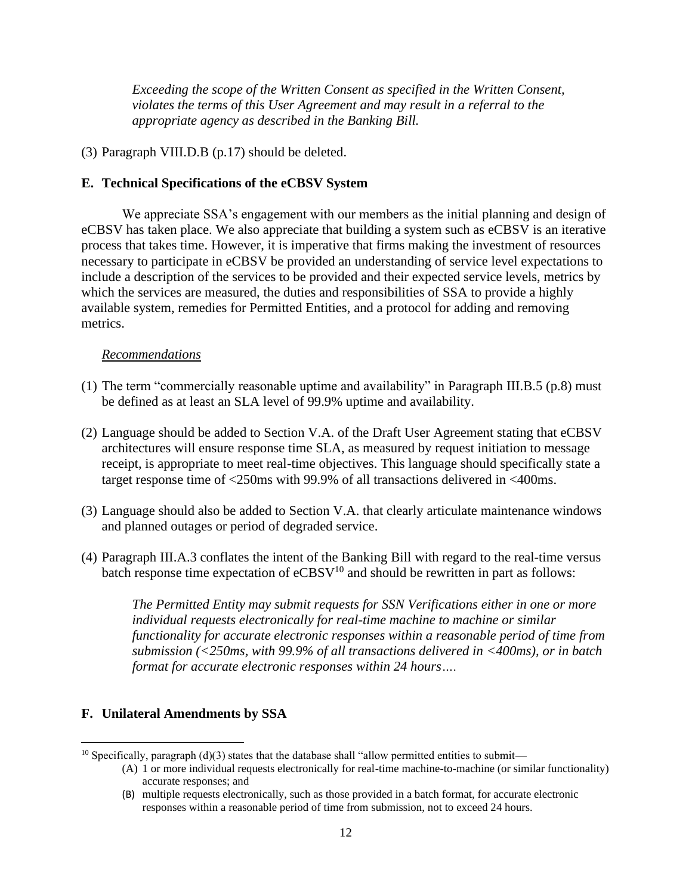*Exceeding the scope of the Written Consent as specified in the Written Consent, violates the terms of this User Agreement and may result in a referral to the appropriate agency as described in the Banking Bill.*

(3) Paragraph VIII.D.B (p.17) should be deleted.

## E. Technical Specifications of the eCBSV System

We appreciate SSA's engagement with our members as the initial planning and design of eCBSV has taken place. We also appreciate that building a system such as eCBSV is an iterative process that takes time. However, it is imperative that firms making the investment of resources necessary to participate in eCBSV be provided an understanding of service level expectations to include a description of the services to be provided and their expected service levels, metrics by which the services are measured, the duties and responsibilities of SSA to provide a highly available system, remedies for Permitted Entities, and a protocol for adding and removing metrics.

*Recommendations*

(1) The term "commercially reasonable uptime and availability" in Paragraph III.B.5 (p.8) must be defined as at least an SLA level of 99.9% uptime and availability.

(2) Language should be added to Section V.A. of the Draft User Agreement stating that eCBSV architectures will ensure response time SLA, as measured by request initiation to message receipt, is appropriate to meet real-time objectives. This language should specifically state a target response time of <250ms with 99.9% of all transactions delivered in <400ms.

(3) Language should also be added to Section V.A. that clearly articulate maintenance windows and planned outages or period of degraded service.

(4) Paragraph III.A.3 conflates the intent of the Banking Bill with regard to the real-time versus batch response time expectation of eCBSV[10] and should be rewritten in part as follows:

> *The Permitted Entity may submit requests for SSN Verifications either in one or more individual requests electronically for real-time machine to machine or similar functionality for accurate electronic responses within a reasonable period of time from submission (<250ms, with 99.9% of all transactions delivered in <400ms), or in batch format for accurate electronic responses within 24 hours….*

## F. Unilateral Amendments by SSA

[10] Specifically, paragraph (d)(3) states that the database shall "allow permitted entities to submit—

(A) 1 or more individual requests electronically for real-time machine-to-machine (or similar functionality) accurate responses; and

(B) multiple requests electronically, such as those provided in a batch format, for accurate electronic responses within a reasonable period of time from submission, not to exceed 24 hours.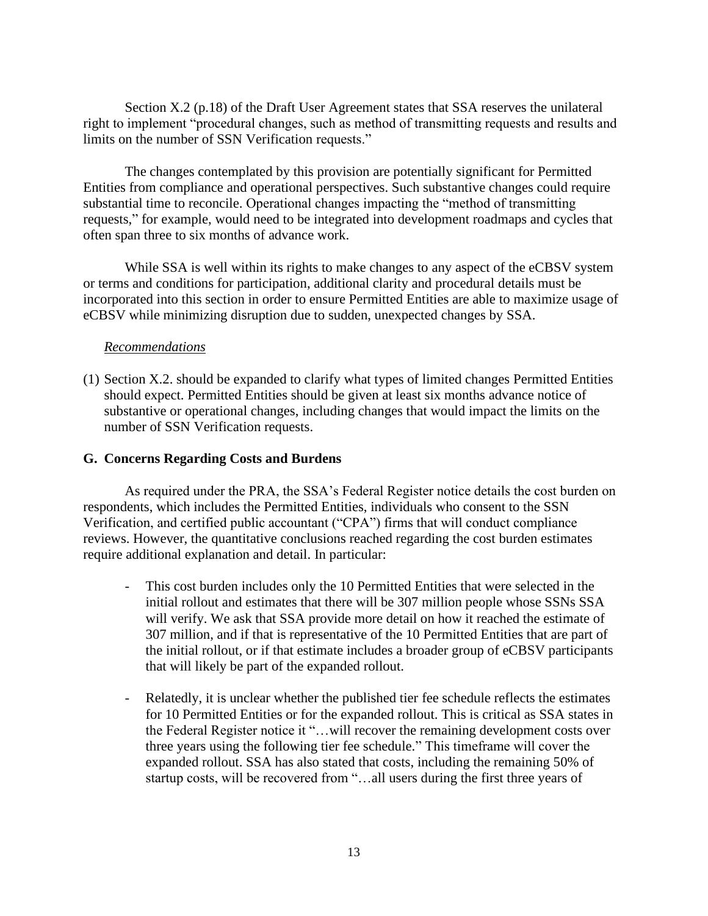Section X.2 (p.18) of the Draft User Agreement states that SSA reserves the unilateral right to implement "procedural changes, such as method of transmitting requests and results and limits on the number of SSN Verification requests."

The changes contemplated by this provision are potentially significant for Permitted Entities from compliance and operational perspectives. Such substantive changes could require substantial time to reconcile. Operational changes impacting the "method of transmitting requests," for example, would need to be integrated into development roadmaps and cycles that often span three to six months of advance work.

While SSA is well within its rights to make changes to any aspect of the eCBSV system or terms and conditions for participation, additional clarity and procedural details must be incorporated into this section in order to ensure Permitted Entities are able to maximize usage of eCBSV while minimizing disruption due to sudden, unexpected changes by SSA.

*Recommendations*

(1) Section X.2. should be expanded to clarify what types of limited changes Permitted Entities should expect. Permitted Entities should be given at least six months advance notice of substantive or operational changes, including changes that would impact the limits on the number of SSN Verification requests.

### G. Concerns Regarding Costs and Burdens

As required under the PRA, the SSA's Federal Register notice details the cost burden on respondents, which includes the Permitted Entities, individuals who consent to the SSN Verification, and certified public accountant ("CPA") firms that will conduct compliance reviews. However, the quantitative conclusions reached regarding the cost burden estimates require additional explanation and detail. In particular:

- This cost burden includes only the 10 Permitted Entities that were selected in the initial rollout and estimates that there will be 307 million people whose SSNs SSA will verify. We ask that SSA provide more detail on how it reached the estimate of 307 million, and if that is representative of the 10 Permitted Entities that are part of the initial rollout, or if that estimate includes a broader group of eCBSV participants that will likely be part of the expanded rollout.

- Relatedly, it is unclear whether the published tier fee schedule reflects the estimates for 10 Permitted Entities or for the expanded rollout. This is critical as SSA states in the Federal Register notice it "…will recover the remaining development costs over three years using the following tier fee schedule." This timeframe will cover the expanded rollout. SSA has also stated that costs, including the remaining 50% of startup costs, will be recovered from "…all users during the first three years of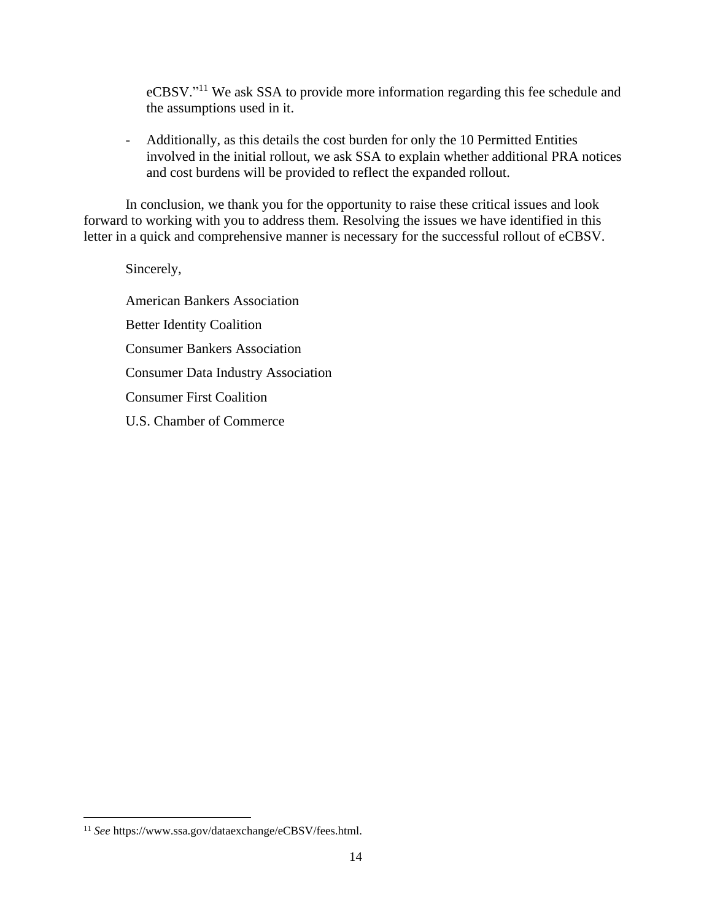eCBSV."[11] We ask SSA to provide more information regarding this fee schedule and the assumptions used in it.

- Additionally, as this details the cost burden for only the 10 Permitted Entities involved in the initial rollout, we ask SSA to explain whether additional PRA notices and cost burdens will be provided to reflect the expanded rollout.

In conclusion, we thank you for the opportunity to raise these critical issues and look forward to working with you to address them. Resolving the issues we have identified in this letter in a quick and comprehensive manner is necessary for the successful rollout of eCBSV.

Sincerely,

American Bankers Association

Better Identity Coalition

Consumer Bankers Association

Consumer Data Industry Association

Consumer First Coalition

U.S. Chamber of Commerce

---

[11] *See* https://www.ssa.gov/dataexchange/eCBSV/fees.html.